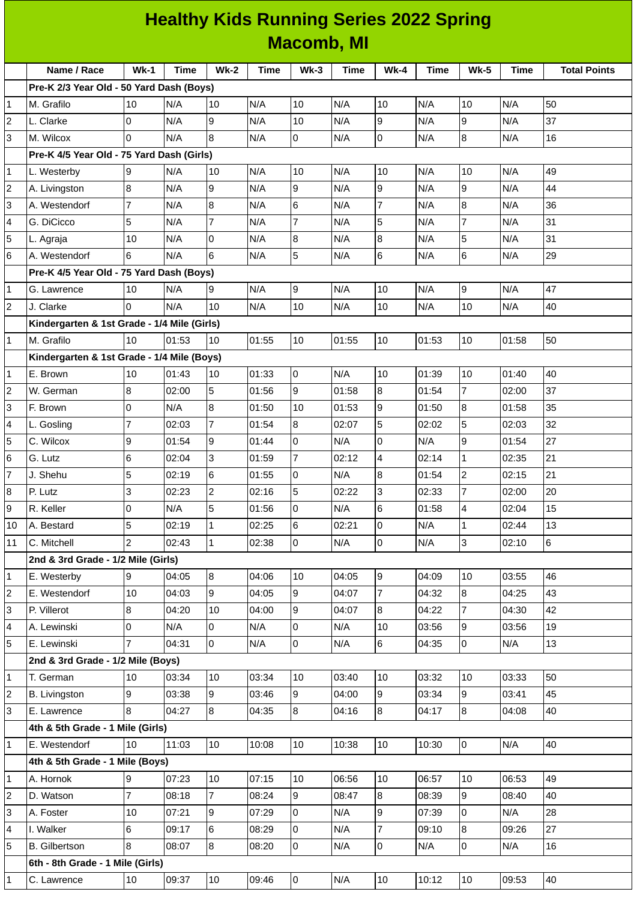# Healthy Kids Running Series 2022 Spring
## Macomb, MI

| | Name / Race | Wk-1 | Time | Wk-2 | Time | Wk-3 | Time | Wk-4 | Time | Wk-5 | Time | Total Points |
|---|---|---|---|---|---|---|---|---|---|---|---|---|
| | **Pre-K 2/3 Year Old - 50 Yard Dash (Boys)** | | | | | | | | | | | |
| 1 | M. Grafilo | 10 | N/A | 10 | N/A | 10 | N/A | 10 | N/A | 10 | N/A | 50 |
| 2 | L. Clarke | 0 | N/A | 9 | N/A | 10 | N/A | 9 | N/A | 9 | N/A | 37 |
| 3 | M. Wilcox | 0 | N/A | 8 | N/A | 0 | N/A | 0 | N/A | 8 | N/A | 16 |
| | **Pre-K 4/5 Year Old - 75 Yard Dash (Girls)** | | | | | | | | | | | |
| 1 | L. Westerby | 9 | N/A | 10 | N/A | 10 | N/A | 10 | N/A | 10 | N/A | 49 |
| 2 | A. Livingston | 8 | N/A | 9 | N/A | 9 | N/A | 9 | N/A | 9 | N/A | 44 |
| 3 | A. Westendorf | 7 | N/A | 8 | N/A | 6 | N/A | 7 | N/A | 8 | N/A | 36 |
| 4 | G. DiCicco | 5 | N/A | 7 | N/A | 7 | N/A | 5 | N/A | 7 | N/A | 31 |
| 5 | L. Agraja | 10 | N/A | 0 | N/A | 8 | N/A | 8 | N/A | 5 | N/A | 31 |
| 6 | A. Westendorf | 6 | N/A | 6 | N/A | 5 | N/A | 6 | N/A | 6 | N/A | 29 |
| | **Pre-K 4/5 Year Old - 75 Yard Dash (Boys)** | | | | | | | | | | | |
| 1 | G. Lawrence | 10 | N/A | 9 | N/A | 9 | N/A | 10 | N/A | 9 | N/A | 47 |
| 2 | J. Clarke | 0 | N/A | 10 | N/A | 10 | N/A | 10 | N/A | 10 | N/A | 40 |
| | **Kindergarten & 1st Grade - 1/4 Mile (Girls)** | | | | | | | | | | | |
| 1 | M. Grafilo | 10 | 01:53 | 10 | 01:55 | 10 | 01:55 | 10 | 01:53 | 10 | 01:58 | 50 |
| | **Kindergarten & 1st Grade - 1/4 Mile (Boys)** | | | | | | | | | | | |
| 1 | E. Brown | 10 | 01:43 | 10 | 01:33 | 0 | N/A | 10 | 01:39 | 10 | 01:40 | 40 |
| 2 | W. German | 8 | 02:00 | 5 | 01:56 | 9 | 01:58 | 8 | 01:54 | 7 | 02:00 | 37 |
| 3 | F. Brown | 0 | N/A | 8 | 01:50 | 10 | 01:53 | 9 | 01:50 | 8 | 01:58 | 35 |
| 4 | L. Gosling | 7 | 02:03 | 7 | 01:54 | 8 | 02:07 | 5 | 02:02 | 5 | 02:03 | 32 |
| 5 | C. Wilcox | 9 | 01:54 | 9 | 01:44 | 0 | N/A | 0 | N/A | 9 | 01:54 | 27 |
| 6 | G. Lutz | 6 | 02:04 | 3 | 01:59 | 7 | 02:12 | 4 | 02:14 | 1 | 02:35 | 21 |
| 7 | J. Shehu | 5 | 02:19 | 6 | 01:55 | 0 | N/A | 8 | 01:54 | 2 | 02:15 | 21 |
| 8 | P. Lutz | 3 | 02:23 | 2 | 02:16 | 5 | 02:22 | 3 | 02:33 | 7 | 02:00 | 20 |
| 9 | R. Keller | 0 | N/A | 5 | 01:56 | 0 | N/A | 6 | 01:58 | 4 | 02:04 | 15 |
| 10 | A. Bestard | 5 | 02:19 | 1 | 02:25 | 6 | 02:21 | 0 | N/A | 1 | 02:44 | 13 |
| 11 | C. Mitchell | 2 | 02:43 | 1 | 02:38 | 0 | N/A | 0 | N/A | 3 | 02:10 | 6 |
| | **2nd & 3rd Grade - 1/2 Mile (Girls)** | | | | | | | | | | | |
| 1 | E. Westerby | 9 | 04:05 | 8 | 04:06 | 10 | 04:05 | 9 | 04:09 | 10 | 03:55 | 46 |
| 2 | E. Westendorf | 10 | 04:03 | 9 | 04:05 | 9 | 04:07 | 7 | 04:32 | 8 | 04:25 | 43 |
| 3 | P. Villerot | 8 | 04:20 | 10 | 04:00 | 9 | 04:07 | 8 | 04:22 | 7 | 04:30 | 42 |
| 4 | A. Lewinski | 0 | N/A | 0 | N/A | 0 | N/A | 10 | 03:56 | 9 | 03:56 | 19 |
| 5 | E. Lewinski | 7 | 04:31 | 0 | N/A | 0 | N/A | 6 | 04:35 | 0 | N/A | 13 |
| | **2nd & 3rd Grade - 1/2 Mile (Boys)** | | | | | | | | | | | |
| 1 | T. German | 10 | 03:34 | 10 | 03:34 | 10 | 03:40 | 10 | 03:32 | 10 | 03:33 | 50 |
| 2 | B. Livingston | 9 | 03:38 | 9 | 03:46 | 9 | 04:00 | 9 | 03:34 | 9 | 03:41 | 45 |
| 3 | E. Lawrence | 8 | 04:27 | 8 | 04:35 | 8 | 04:16 | 8 | 04:17 | 8 | 04:08 | 40 |
| | **4th & 5th Grade - 1 Mile (Girls)** | | | | | | | | | | | |
| 1 | E. Westendorf | 10 | 11:03 | 10 | 10:08 | 10 | 10:38 | 10 | 10:30 | 0 | N/A | 40 |
| | **4th & 5th Grade - 1 Mile (Boys)** | | | | | | | | | | | |
| 1 | A. Hornok | 9 | 07:23 | 10 | 07:15 | 10 | 06:56 | 10 | 06:57 | 10 | 06:53 | 49 |
| 2 | D. Watson | 7 | 08:18 | 7 | 08:24 | 9 | 08:47 | 8 | 08:39 | 9 | 08:40 | 40 |
| 3 | A. Foster | 10 | 07:21 | 9 | 07:29 | 0 | N/A | 9 | 07:39 | 0 | N/A | 28 |
| 4 | I. Walker | 6 | 09:17 | 6 | 08:29 | 0 | N/A | 7 | 09:10 | 8 | 09:26 | 27 |
| 5 | B. Gilbertson | 8 | 08:07 | 8 | 08:20 | 0 | N/A | 0 | N/A | 0 | N/A | 16 |
| | **6th - 8th Grade - 1 Mile (Girls)** | | | | | | | | | | | |
| 1 | C. Lawrence | 10 | 09:37 | 10 | 09:46 | 0 | N/A | 10 | 10:12 | 10 | 09:53 | 40 |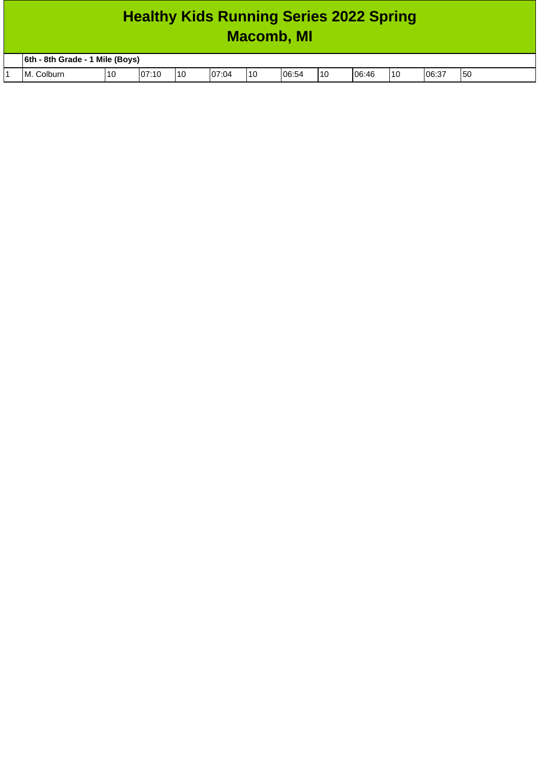# Healthy Kids Running Series 2022 Spring
## Macomb, MI

| | | | | | | | | | | | | |
|---|---|---|---|---|---|---|---|---|---|---|---|---|
| | **6th - 8th Grade - 1 Mile (Boys)** | | | | | | | | | | | |
| 1 | M. Colburn | 10 | 07:10 | 10 | 07:04 | 10 | 06:54 | 10 | 06:46 | 10 | 06:37 | 50 |